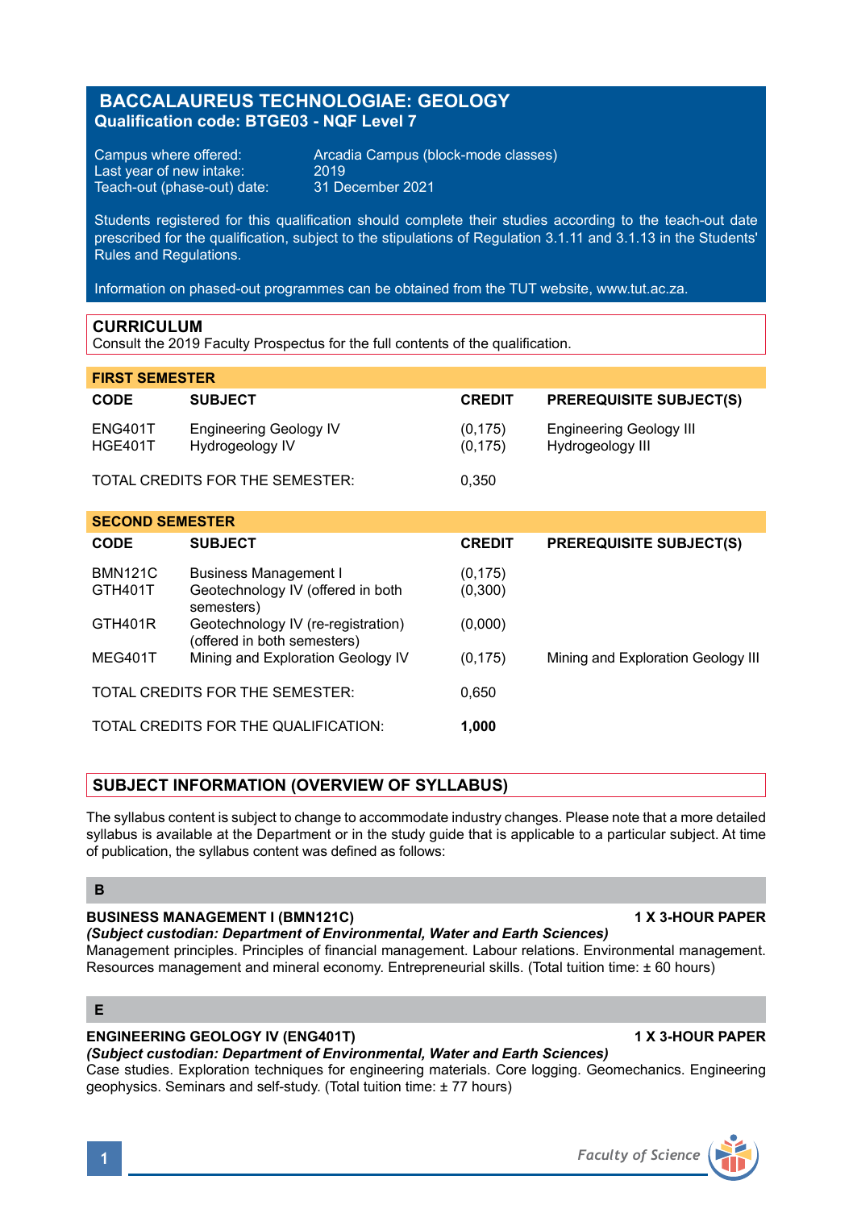# BACCALAUREUS TECHNOLOGIAE: GEOLOGY

**Qualification code: BTGE03 - NQF Level 7**

Campus where offered: Arcadia Campus (block-mode classes)
Last year of new intake: 2019
Teach-out (phase-out) date: 31 December 2021

Students registered for this qualification should complete their studies according to the teach-out date prescribed for the qualification, subject to the stipulations of Regulation 3.1.11 and 3.1.13 in the Students' Rules and Regulations.

Information on phased-out programmes can be obtained from the TUT website, www.tut.ac.za.

## CURRICULUM

Consult the 2019 Faculty Prospectus for the full contents of the qualification.

### FIRST SEMESTER

| CODE | SUBJECT | CREDIT | PREREQUISITE SUBJECT(S) |
|---|---|---|---|
| ENG401T | Engineering Geology IV | (0,175) | Engineering Geology III |
| HGE401T | Hydrogeology IV | (0,175) | Hydrogeology III |
| TOTAL CREDITS FOR THE SEMESTER: | | 0,350 | |

### SECOND SEMESTER

| CODE | SUBJECT | CREDIT | PREREQUISITE SUBJECT(S) |
|---|---|---|---|
| BMN121C | Business Management I | (0,175) | |
| GTH401T | Geotechnology IV (offered in both semesters) | (0,300) | |
| GTH401R | Geotechnology IV (re-registration) (offered in both semesters) | (0,000) | |
| MEG401T | Mining and Exploration Geology IV | (0,175) | Mining and Exploration Geology III |
| TOTAL CREDITS FOR THE SEMESTER: | | 0,650 | |
| TOTAL CREDITS FOR THE QUALIFICATION: | | **1,000** | |

## SUBJECT INFORMATION (OVERVIEW OF SYLLABUS)

The syllabus content is subject to change to accommodate industry changes. Please note that a more detailed syllabus is available at the Department or in the study guide that is applicable to a particular subject. At time of publication, the syllabus content was defined as follows:

### B

**BUSINESS MANAGEMENT I (BMN121C)** **1 X 3-HOUR PAPER**
***(Subject custodian: Department of Environmental, Water and Earth Sciences)***
Management principles. Principles of financial management. Labour relations. Environmental management. Resources management and mineral economy. Entrepreneurial skills. (Total tuition time: ± 60 hours)

### E

**ENGINEERING GEOLOGY IV (ENG401T)** **1 X 3-HOUR PAPER**
***(Subject custodian: Department of Environmental, Water and Earth Sciences)***
Case studies. Exploration techniques for engineering materials. Core logging. Geomechanics. Engineering geophysics. Seminars and self-study. (Total tuition time: ± 77 hours)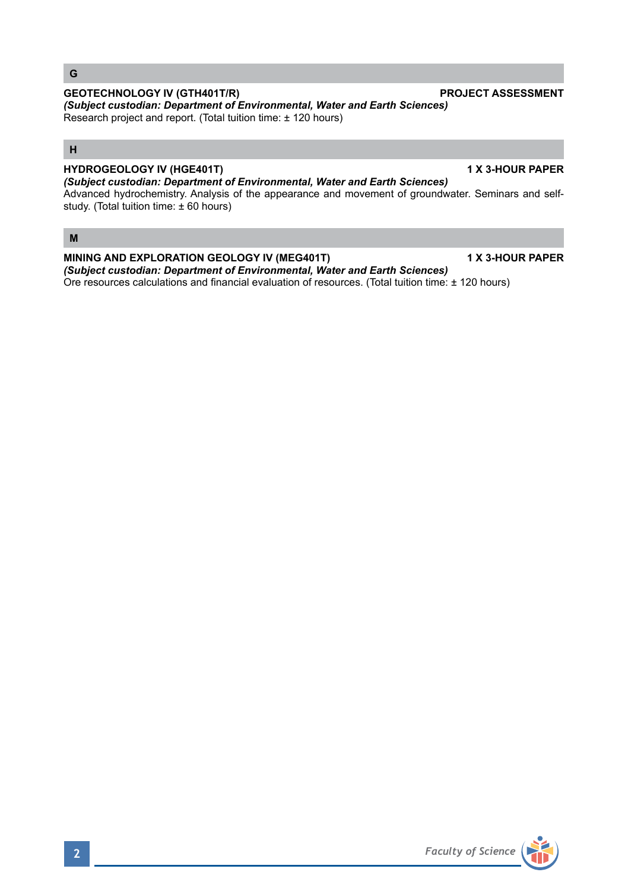## G

**GEOTECHNOLOGY IV (GTH401T/R)** **PROJECT ASSESSMENT**
***(Subject custodian: Department of Environmental, Water and Earth Sciences)***
Research project and report. (Total tuition time: ± 120 hours)

## H

**HYDROGEOLOGY IV (HGE401T)** **1 X 3-HOUR PAPER**
***(Subject custodian: Department of Environmental, Water and Earth Sciences)***
Advanced hydrochemistry. Analysis of the appearance and movement of groundwater. Seminars and self-study. (Total tuition time: ± 60 hours)

## M

**MINING AND EXPLORATION GEOLOGY IV (MEG401T)** **1 X 3-HOUR PAPER**
***(Subject custodian: Department of Environmental, Water and Earth Sciences)***
Ore resources calculations and financial evaluation of resources. (Total tuition time: ± 120 hours)